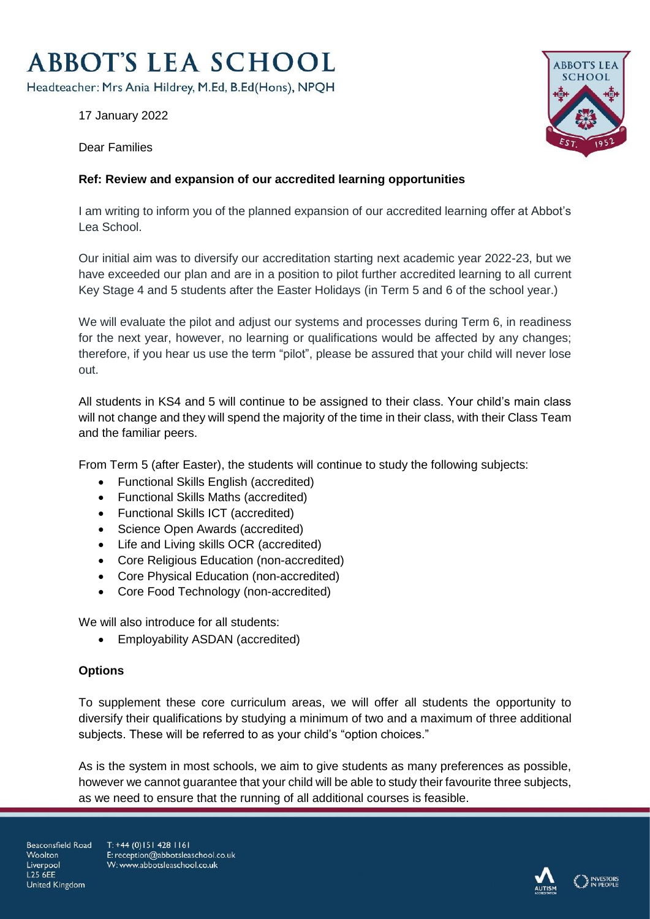# ABBOT'S LEA SCHOOL

Headteacher: Mrs Ania Hildrey, M.Ed, B.Ed(Hons), NPQH

17 January 2022

Dear Families

**Ref: Review and expansion of our accredited learning opportunities**

I am writing to inform you of the planned expansion of our accredited learning offer at Abbot's Lea School.

Our initial aim was to diversify our accreditation starting next academic year 2022-23, but we have exceeded our plan and are in a position to pilot further accredited learning to all current Key Stage 4 and 5 students after the Easter Holidays (in Term 5 and 6 of the school year.)

We will evaluate the pilot and adjust our systems and processes during Term 6, in readiness for the next year, however, no learning or qualifications would be affected by any changes; therefore, if you hear us use the term "pilot", please be assured that your child will never lose out.

All students in KS4 and 5 will continue to be assigned to their class. Your child's main class will not change and they will spend the majority of the time in their class, with their Class Team and the familiar peers.

From Term 5 (after Easter), the students will continue to study the following subjects:

- Functional Skills English (accredited)
- Functional Skills Maths (accredited)
- Functional Skills ICT (accredited)
- Science Open Awards (accredited)
- Life and Living skills OCR (accredited)
- Core Religious Education (non-accredited)
- Core Physical Education (non-accredited)
- Core Food Technology (non-accredited)

We will also introduce for all students:

- Employability ASDAN (accredited)

**Options**

To supplement these core curriculum areas, we will offer all students the opportunity to diversify their qualifications by studying a minimum of two and a maximum of three additional subjects. These will be referred to as your child's "option choices."

As is the system in most schools, we aim to give students as many preferences as possible, however we cannot guarantee that your child will be able to study their favourite three subjects, as we need to ensure that the running of all additional courses is feasible.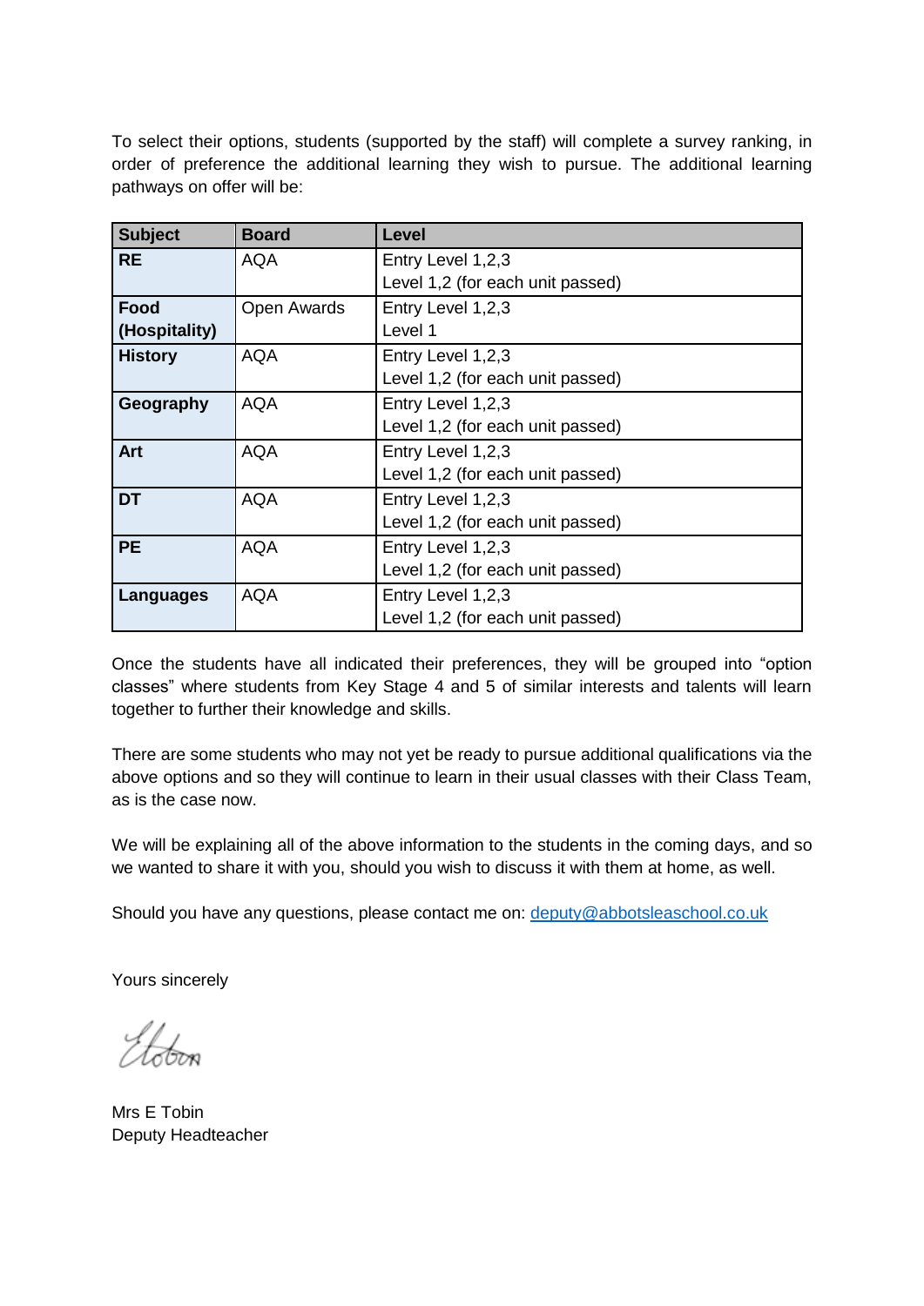To select their options, students (supported by the staff) will complete a survey ranking, in order of preference the additional learning they wish to pursue. The additional learning pathways on offer will be:

| Subject | Board | Level |
|---|---|---|
| **RE** | AQA | Entry Level 1,2,3<br>Level 1,2 (for each unit passed) |
| **Food (Hospitality)** | Open Awards | Entry Level 1,2,3<br>Level 1 |
| **History** | AQA | Entry Level 1,2,3<br>Level 1,2 (for each unit passed) |
| **Geography** | AQA | Entry Level 1,2,3<br>Level 1,2 (for each unit passed) |
| **Art** | AQA | Entry Level 1,2,3<br>Level 1,2 (for each unit passed) |
| **DT** | AQA | Entry Level 1,2,3<br>Level 1,2 (for each unit passed) |
| **PE** | AQA | Entry Level 1,2,3<br>Level 1,2 (for each unit passed) |
| **Languages** | AQA | Entry Level 1,2,3<br>Level 1,2 (for each unit passed) |

Once the students have all indicated their preferences, they will be grouped into "option classes" where students from Key Stage 4 and 5 of similar interests and talents will learn together to further their knowledge and skills.

There are some students who may not yet be ready to pursue additional qualifications via the above options and so they will continue to learn in their usual classes with their Class Team, as is the case now.

We will be explaining all of the above information to the students in the coming days, and so we wanted to share it with you, should you wish to discuss it with them at home, as well.

Should you have any questions, please contact me on: deputy@abbotsleaschool.co.uk

Yours sincerely

Mrs E Tobin
Deputy Headteacher